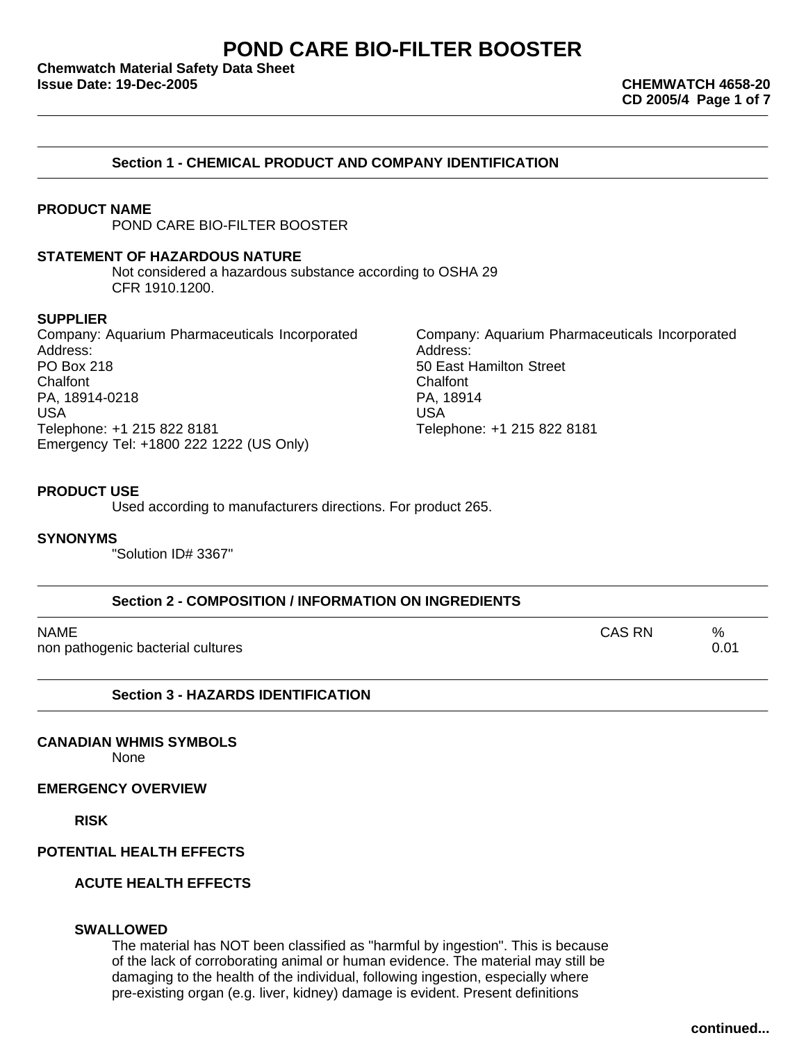# POND CARE BIO-FILTER BOOSTER

**Chemwatch Material Safety Data Sheet**
**Issue Date: 19-Dec-2005**

**CHEMWATCH 4658-20**
**CD 2005/4**

## Section 1 - CHEMICAL PRODUCT AND COMPANY IDENTIFICATION

**PRODUCT NAME**

POND CARE BIO-FILTER BOOSTER

**STATEMENT OF HAZARDOUS NATURE**

Not considered a hazardous substance according to OSHA 29 CFR 1910.1200.

**SUPPLIER**

Company: Aquarium Pharmaceuticals Incorporated
Address:
PO Box 218
Chalfont
PA, 18914-0218
USA
Telephone: +1 215 822 8181
Emergency Tel: +1800 222 1222 (US Only)

Company: Aquarium Pharmaceuticals Incorporated
Address:
50 East Hamilton Street
Chalfont
PA, 18914
USA
Telephone: +1 215 822 8181

**PRODUCT USE**

Used according to manufacturers directions. For product 265.

**SYNONYMS**

"Solution ID# 3367"

## Section 2 - COMPOSITION / INFORMATION ON INGREDIENTS

| NAME | CAS RN | % |
|---|---|---|
| non pathogenic bacterial cultures | | 0.01 |

## Section 3 - HAZARDS IDENTIFICATION

**CANADIAN WHMIS SYMBOLS**

None

**EMERGENCY OVERVIEW**

**RISK**

**POTENTIAL HEALTH EFFECTS**

**ACUTE HEALTH EFFECTS**

**SWALLOWED**

The material has NOT been classified as "harmful by ingestion". This is because of the lack of corroborating animal or human evidence. The material may still be damaging to the health of the individual, following ingestion, especially where pre-existing organ (e.g. liver, kidney) damage is evident. Present definitions

continued...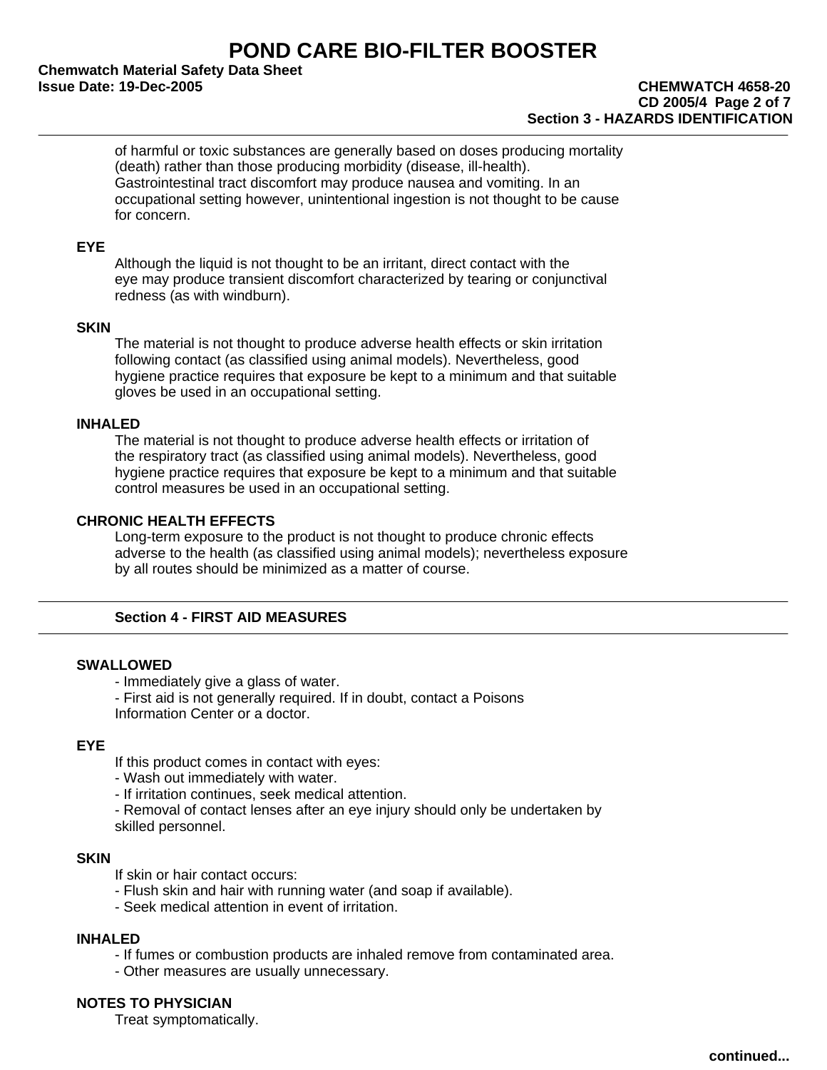of harmful or toxic substances are generally based on doses producing mortality (death) rather than those producing morbidity (disease, ill-health). Gastrointestinal tract discomfort may produce nausea and vomiting. In an occupational setting however, unintentional ingestion is not thought to be cause for concern.

**EYE**

Although the liquid is not thought to be an irritant, direct contact with the eye may produce transient discomfort characterized by tearing or conjunctival redness (as with windburn).

**SKIN**

The material is not thought to produce adverse health effects or skin irritation following contact (as classified using animal models). Nevertheless, good hygiene practice requires that exposure be kept to a minimum and that suitable gloves be used in an occupational setting.

**INHALED**

The material is not thought to produce adverse health effects or irritation of the respiratory tract (as classified using animal models). Nevertheless, good hygiene practice requires that exposure be kept to a minimum and that suitable control measures be used in an occupational setting.

**CHRONIC HEALTH EFFECTS**

Long-term exposure to the product is not thought to produce chronic effects adverse to the health (as classified using animal models); nevertheless exposure by all routes should be minimized as a matter of course.

## Section 4 - FIRST AID MEASURES

**SWALLOWED**

- Immediately give a glass of water.
- First aid is not generally required. If in doubt, contact a Poisons Information Center or a doctor.

**EYE**

If this product comes in contact with eyes:

- Wash out immediately with water.
- If irritation continues, seek medical attention.
- Removal of contact lenses after an eye injury should only be undertaken by skilled personnel.

**SKIN**

If skin or hair contact occurs:

- Flush skin and hair with running water (and soap if available).
- Seek medical attention in event of irritation.

**INHALED**

- If fumes or combustion products are inhaled remove from contaminated area.
- Other measures are usually unnecessary.

**NOTES TO PHYSICIAN**

Treat symptomatically.

continued...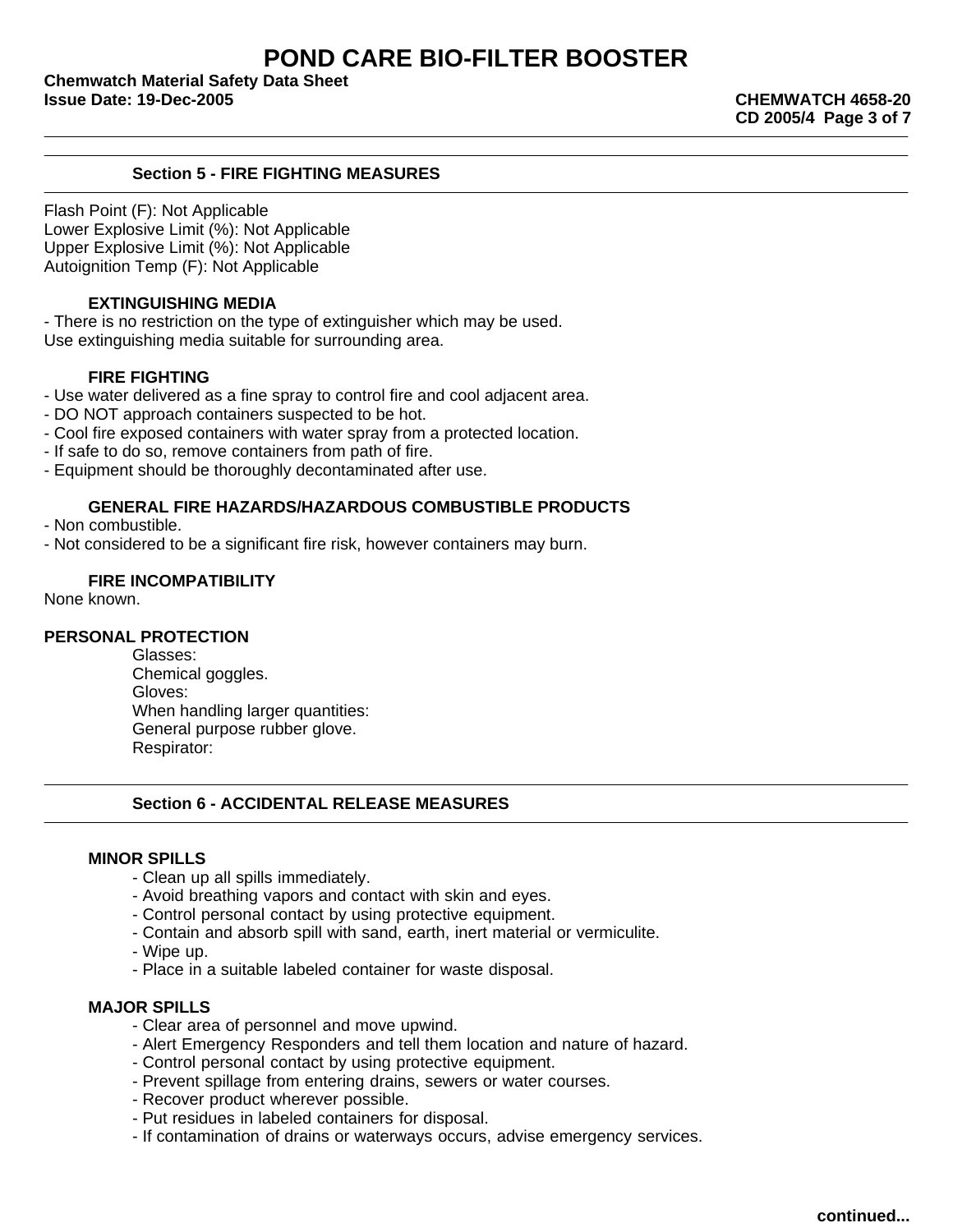## Section 5 - FIRE FIGHTING MEASURES

Flash Point (F): Not Applicable
Lower Explosive Limit (%): Not Applicable
Upper Explosive Limit (%): Not Applicable
Autoignition Temp (F): Not Applicable

### EXTINGUISHING MEDIA

- There is no restriction on the type of extinguisher which may be used.

Use extinguishing media suitable for surrounding area.

### FIRE FIGHTING

- Use water delivered as a fine spray to control fire and cool adjacent area.
- DO NOT approach containers suspected to be hot.
- Cool fire exposed containers with water spray from a protected location.
- If safe to do so, remove containers from path of fire.
- Equipment should be thoroughly decontaminated after use.

### GENERAL FIRE HAZARDS/HAZARDOUS COMBUSTIBLE PRODUCTS

- Non combustible.
- Not considered to be a significant fire risk, however containers may burn.

### FIRE INCOMPATIBILITY

None known.

### PERSONAL PROTECTION

Glasses:
Chemical goggles.
Gloves:
When handling larger quantities:
General purpose rubber glove.
Respirator:

## Section 6 - ACCIDENTAL RELEASE MEASURES

### MINOR SPILLS

- Clean up all spills immediately.
- Avoid breathing vapors and contact with skin and eyes.
- Control personal contact by using protective equipment.
- Contain and absorb spill with sand, earth, inert material or vermiculite.
- Wipe up.
- Place in a suitable labeled container for waste disposal.

### MAJOR SPILLS

- Clear area of personnel and move upwind.
- Alert Emergency Responders and tell them location and nature of hazard.
- Control personal contact by using protective equipment.
- Prevent spillage from entering drains, sewers or water courses.
- Recover product wherever possible.
- Put residues in labeled containers for disposal.
- If contamination of drains or waterways occurs, advise emergency services.

continued...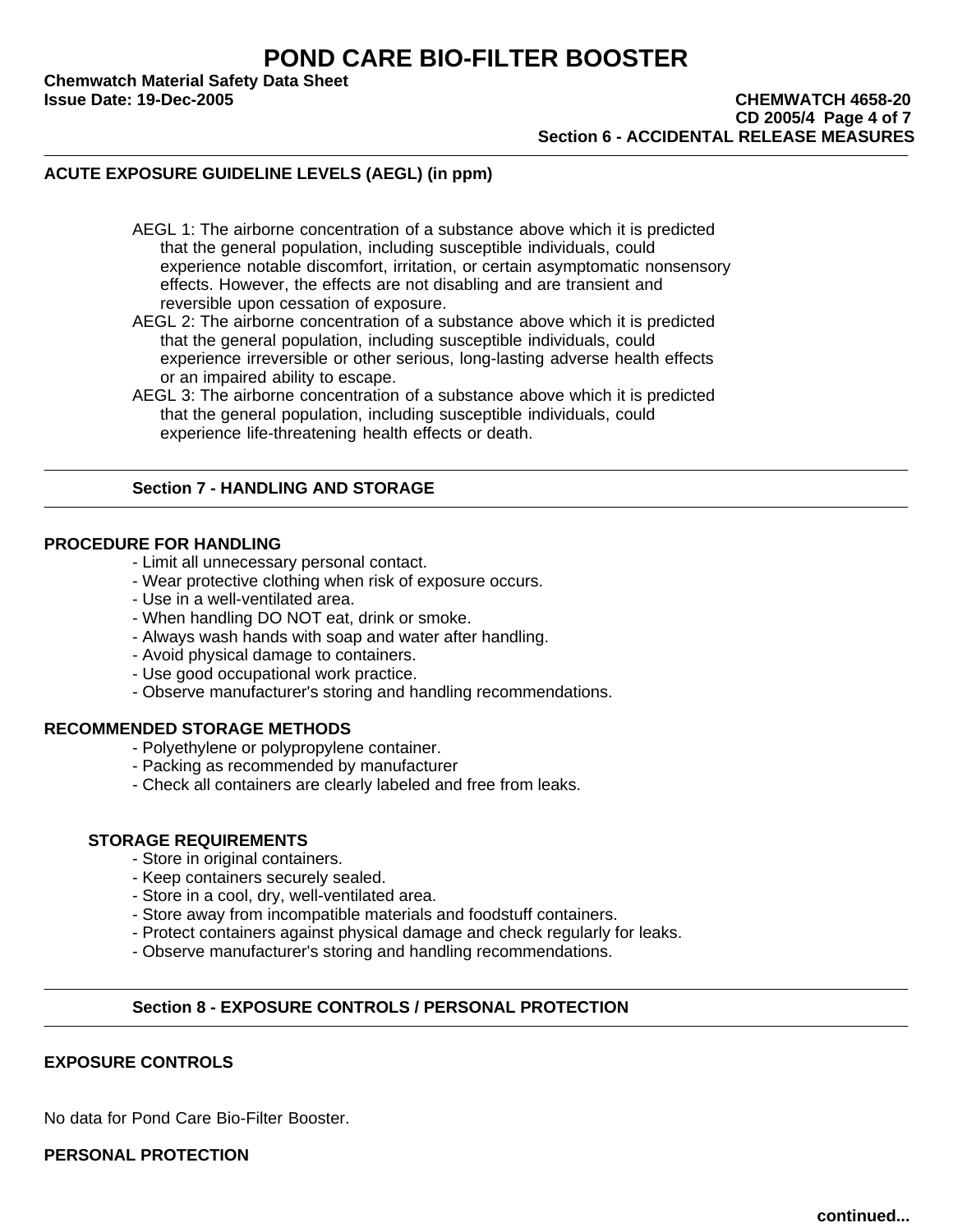### ACUTE EXPOSURE GUIDELINE LEVELS (AEGL) (in ppm)

AEGL 1: The airborne concentration of a substance above which it is predicted that the general population, including susceptible individuals, could experience notable discomfort, irritation, or certain asymptomatic nonsensory effects. However, the effects are not disabling and are transient and reversible upon cessation of exposure.

AEGL 2: The airborne concentration of a substance above which it is predicted that the general population, including susceptible individuals, could experience irreversible or other serious, long-lasting adverse health effects or an impaired ability to escape.

AEGL 3: The airborne concentration of a substance above which it is predicted that the general population, including susceptible individuals, could experience life-threatening health effects or death.

## Section 7 - HANDLING AND STORAGE

### PROCEDURE FOR HANDLING

- Limit all unnecessary personal contact.
- Wear protective clothing when risk of exposure occurs.
- Use in a well-ventilated area.
- When handling DO NOT eat, drink or smoke.
- Always wash hands with soap and water after handling.
- Avoid physical damage to containers.
- Use good occupational work practice.
- Observe manufacturer's storing and handling recommendations.

### RECOMMENDED STORAGE METHODS

- Polyethylene or polypropylene container.
- Packing as recommended by manufacturer
- Check all containers are clearly labeled and free from leaks.

#### STORAGE REQUIREMENTS

- Store in original containers.
- Keep containers securely sealed.
- Store in a cool, dry, well-ventilated area.
- Store away from incompatible materials and foodstuff containers.
- Protect containers against physical damage and check regularly for leaks.
- Observe manufacturer's storing and handling recommendations.

## Section 8 - EXPOSURE CONTROLS / PERSONAL PROTECTION

### EXPOSURE CONTROLS

No data for Pond Care Bio-Filter Booster.

### PERSONAL PROTECTION

continued...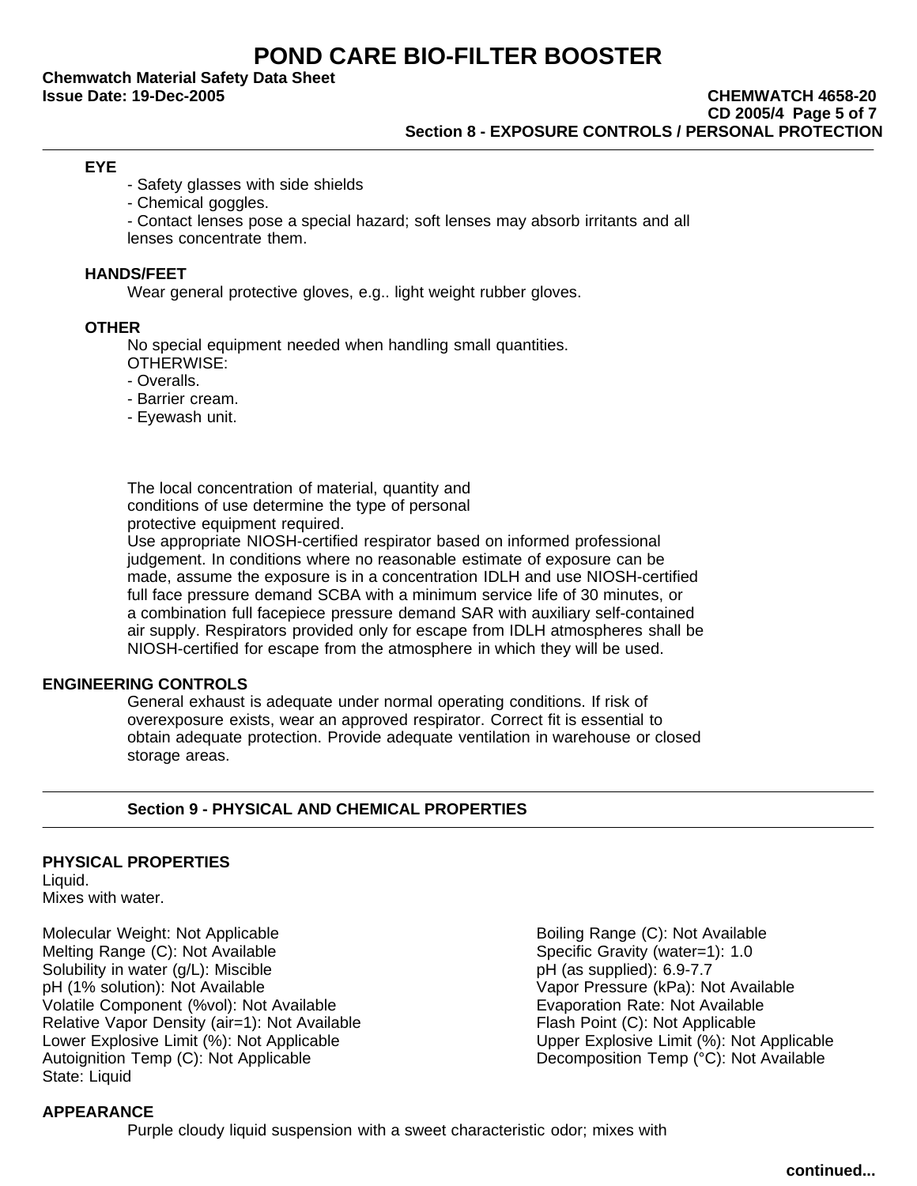### EYE

- Safety glasses with side shields
- Chemical goggles.
- Contact lenses pose a special hazard; soft lenses may absorb irritants and all lenses concentrate them.

### HANDS/FEET

Wear general protective gloves, e.g.. light weight rubber gloves.

### OTHER

No special equipment needed when handling small quantities.
OTHERWISE:

- Overalls.
- Barrier cream.
- Eyewash unit.

The local concentration of material, quantity and conditions of use determine the type of personal protective equipment required.
Use appropriate NIOSH-certified respirator based on informed professional judgement. In conditions where no reasonable estimate of exposure can be made, assume the exposure is in a concentration IDLH and use NIOSH-certified full face pressure demand SCBA with a minimum service life of 30 minutes, or a combination full facepiece pressure demand SAR with auxiliary self-contained air supply. Respirators provided only for escape from IDLH atmospheres shall be NIOSH-certified for escape from the atmosphere in which they will be used.

### ENGINEERING CONTROLS

General exhaust is adequate under normal operating conditions. If risk of overexposure exists, wear an approved respirator. Correct fit is essential to obtain adequate protection. Provide adequate ventilation in warehouse or closed storage areas.

## Section 9 - PHYSICAL AND CHEMICAL PROPERTIES

### PHYSICAL PROPERTIES

Liquid.
Mixes with water.

Molecular Weight: Not Applicable
Melting Range (C): Not Available
Solubility in water (g/L): Miscible
pH (1% solution): Not Available
Volatile Component (%vol): Not Available
Relative Vapor Density (air=1): Not Available
Lower Explosive Limit (%): Not Applicable
Autoignition Temp (C): Not Applicable
State: Liquid

Boiling Range (C): Not Available
Specific Gravity (water=1): 1.0
pH (as supplied): 6.9-7.7
Vapor Pressure (kPa): Not Available
Evaporation Rate: Not Available
Flash Point (C): Not Applicable
Upper Explosive Limit (%): Not Applicable
Decomposition Temp (°C): Not Available

### APPEARANCE

Purple cloudy liquid suspension with a sweet characteristic odor; mixes with

continued...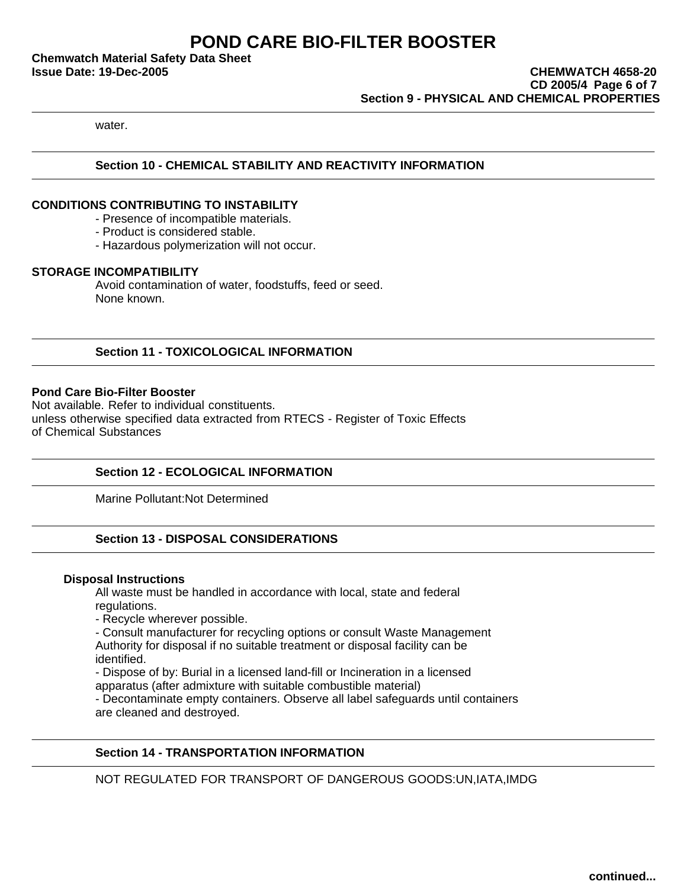water.

## Section 10 - CHEMICAL STABILITY AND REACTIVITY INFORMATION

**CONDITIONS CONTRIBUTING TO INSTABILITY**

- Presence of incompatible materials.
- Product is considered stable.
- Hazardous polymerization will not occur.

**STORAGE INCOMPATIBILITY**

Avoid contamination of water, foodstuffs, feed or seed.
None known.

## Section 11 - TOXICOLOGICAL INFORMATION

**Pond Care Bio-Filter Booster**

Not available. Refer to individual constituents.
unless otherwise specified data extracted from RTECS - Register of Toxic Effects of Chemical Substances

## Section 12 - ECOLOGICAL INFORMATION

Marine Pollutant:Not Determined

## Section 13 - DISPOSAL CONSIDERATIONS

**Disposal Instructions**

All waste must be handled in accordance with local, state and federal regulations.

- Recycle wherever possible.
- Consult manufacturer for recycling options or consult Waste Management Authority for disposal if no suitable treatment or disposal facility can be identified.
- Dispose of by: Burial in a licensed land-fill or Incineration in a licensed apparatus (after admixture with suitable combustible material)
- Decontaminate empty containers. Observe all label safeguards until containers are cleaned and destroyed.

## Section 14 - TRANSPORTATION INFORMATION

NOT REGULATED FOR TRANSPORT OF DANGEROUS GOODS:UN,IATA,IMDG

continued...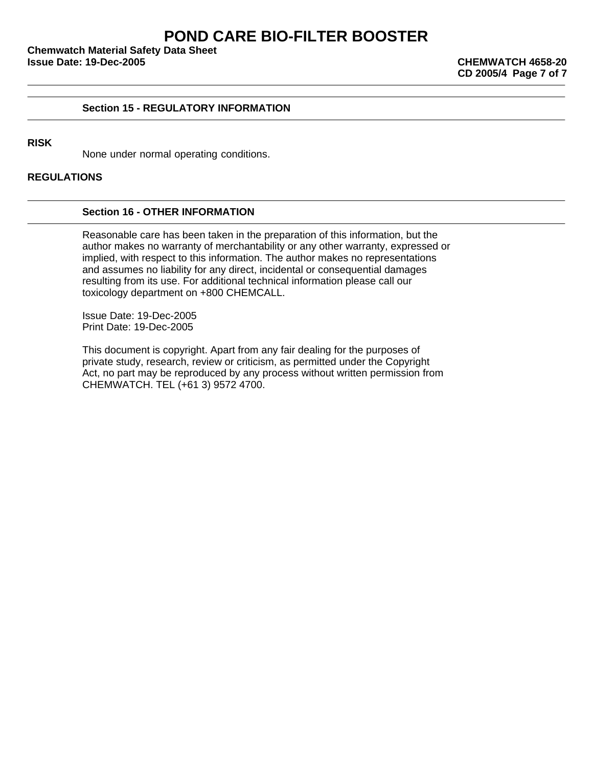## Section 15 - REGULATORY INFORMATION

**RISK**

None under normal operating conditions.

**REGULATIONS**

## Section 16 - OTHER INFORMATION

Reasonable care has been taken in the preparation of this information, but the author makes no warranty of merchantability or any other warranty, expressed or implied, with respect to this information. The author makes no representations and assumes no liability for any direct, incidental or consequential damages resulting from its use. For additional technical information please call our toxicology department on +800 CHEMCALL.

Issue Date: 19-Dec-2005
Print Date: 19-Dec-2005

This document is copyright. Apart from any fair dealing for the purposes of private study, research, review or criticism, as permitted under the Copyright Act, no part may be reproduced by any process without written permission from CHEMWATCH. TEL (+61 3) 9572 4700.